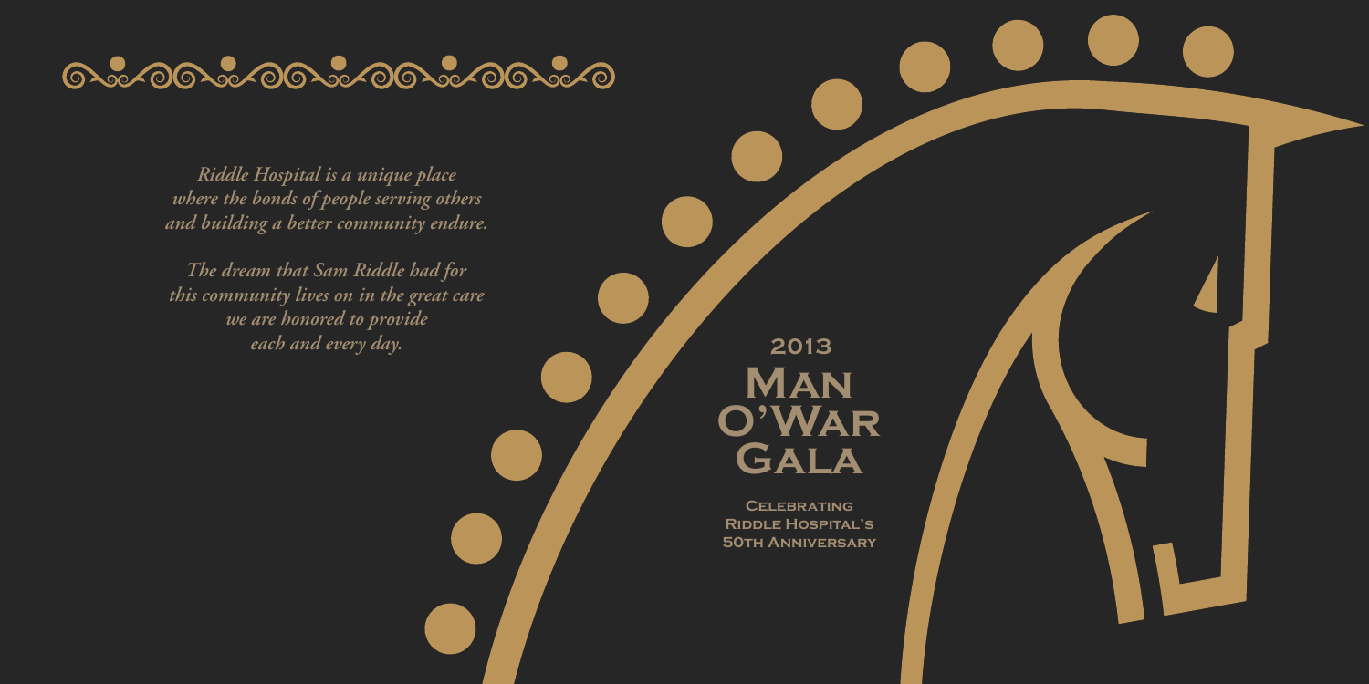*Riddle Hospital is a unique place where the bonds of people serving others and building a better community endure.*

*The dream that Sam Riddle had for this community lives on in the great care we are honored to provide each and every day.*

2013

# Man O'War Gala

Celebrating
Riddle Hospital's
50th Anniversary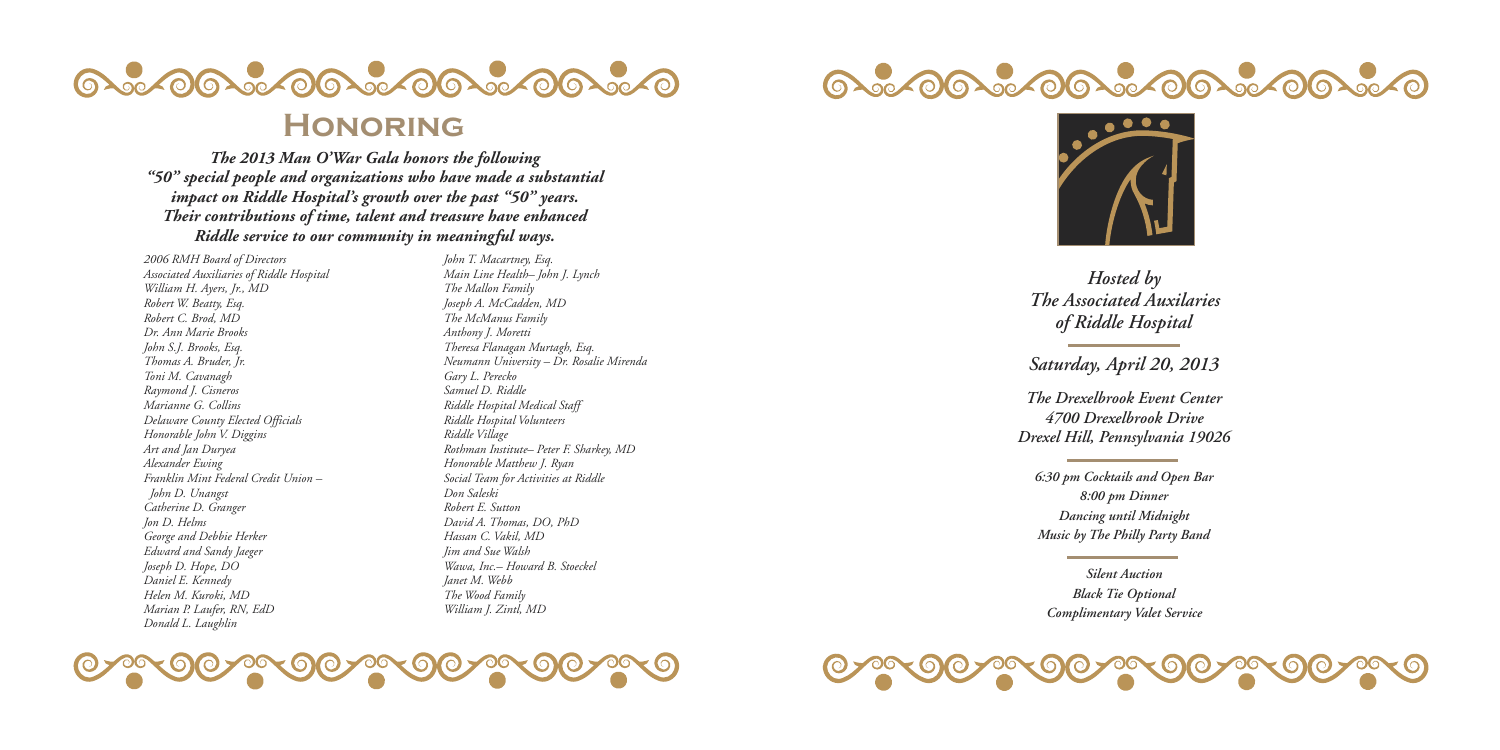# Honoring

***The 2013 Man O'War Gala honors the following "50" special people and organizations who have made a substantial impact on Riddle Hospital's growth over the past "50" years. Their contributions of time, talent and treasure have enhanced Riddle service to our community in meaningful ways.***

*2006 RMH Board of Directors*
*Associated Auxiliaries of Riddle Hospital*
*William H. Ayers, Jr., MD*
*Robert W. Beatty, Esq.*
*Robert C. Brod, MD*
*Dr. Ann Marie Brooks*
*John S.J. Brooks, Esq.*
*Thomas A. Bruder, Jr.*
*Toni M. Cavanagh*
*Raymond J. Cisneros*
*Marianne G. Collins*
*Delaware County Elected Officials*
*Honorable John V. Diggins*
*Art and Jan Duryea*
*Alexander Ewing*
*Franklin Mint Federal Credit Union – John D. Unangst*
*Catherine D. Granger*
*Jon D. Helms*
*George and Debbie Herker*
*Edward and Sandy Jaeger*
*Joseph D. Hope, DO*
*Daniel E. Kennedy*
*Helen M. Kuroki, MD*
*Marian P. Laufer, RN, EdD*
*Donald L. Laughlin*
*John T. Macartney, Esq.*
*Main Line Health– John J. Lynch*
*The Mallon Family*
*Joseph A. McCadden, MD*
*The McManus Family*
*Anthony J. Moretti*
*Theresa Flanagan Murtagh, Esq.*
*Neumann University – Dr. Rosalie Mirenda*
*Gary L. Perecko*
*Samuel D. Riddle*
*Riddle Hospital Medical Staff*
*Riddle Hospital Volunteers*
*Riddle Village*
*Rothman Institute– Peter F. Sharkey, MD*
*Honorable Matthew J. Ryan*
*Social Team for Activities at Riddle*
*Don Saleski*
*Robert E. Sutton*
*David A. Thomas, DO, PhD*
*Hassan C. Vakil, MD*
*Jim and Sue Walsh*
*Wawa, Inc.– Howard B. Stoeckel*
*Janet M. Webb*
*The Wood Family*
*William J. Zintl, MD*

***Hosted by The Associated Auxilaries of Riddle Hospital***

***Saturday, April 20, 2013***

***The Drexelbrook Event Center***
***4700 Drexelbrook Drive***
***Drexel Hill, Pennsylvania 19026***

***6:30 pm Cocktails and Open Bar***
***8:00 pm Dinner***
***Dancing until Midnight***
***Music by The Philly Party Band***

***Silent Auction***
***Black Tie Optional***
***Complimentary Valet Service***